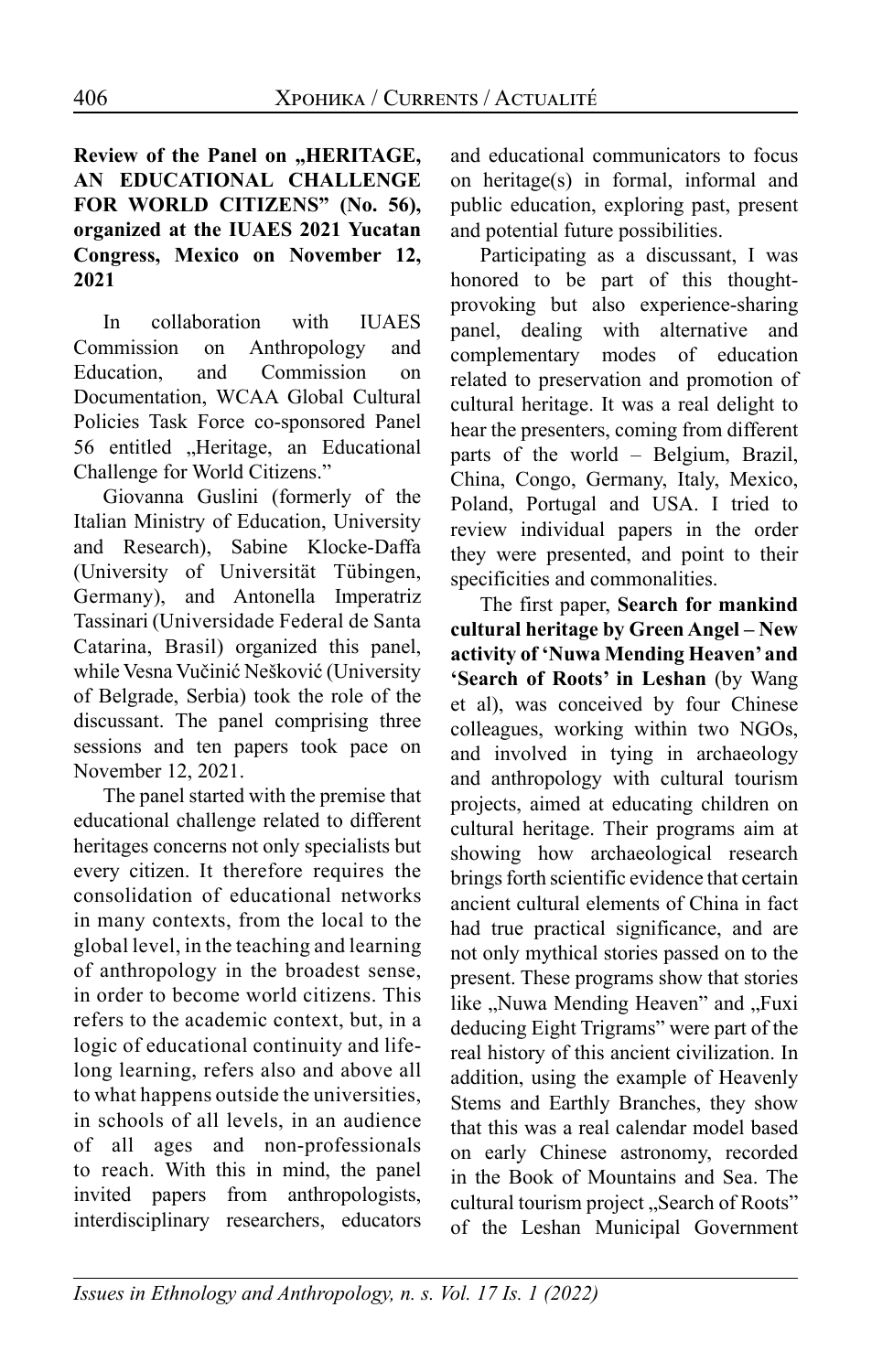**Review of the Panel on „HERITAGE, AN EDUCATIONAL CHALLENGE FOR WORLD CITIZENS" (No. 56), organized at the IUAES 2021 Yucatan Congress, Mexico on November 12, 2021**

In collaboration with IUAES Commission on Anthropology and Education, and Commission on Documentation, WCAA Global Cultural Policies Task Force co-sponsored Panel 56 entitled „Heritage, an Educational Challenge for World Citizens."

Giovanna Guslini (formerly of the Italian Ministry of Education, University and Research), Sabine Klocke-Daffa (University of Universität Tübingen, Germany), and Antonella Imperatriz Tassinari (Universidade Federal de Santa Catarina, Brasil) organized this panel, while Vesna Vučinić Nešković (University of Belgrade, Serbia) took the role of the discussant. The panel comprising three sessions and ten papers took pace on November 12, 2021.

The panel started with the premise that educational challenge related to different heritages concerns not only specialists but every citizen. It therefore requires the consolidation of educational networks in many contexts, from the local to the global level, in the teaching and learning of anthropology in the broadest sense, in order to become world citizens. This refers to the academic context, but, in a logic of educational continuity and life-long learning, refers also and above all to what happens outside the universities, in schools of all levels, in an audience of all ages and non-professionals to reach. With this in mind, the panel invited papers from anthropologists, interdisciplinary researchers, educators and educational communicators to focus on heritage(s) in formal, informal and public education, exploring past, present and potential future possibilities.

Participating as a discussant, I was honored to be part of this thought-provoking but also experience-sharing panel, dealing with alternative and complementary modes of education related to preservation and promotion of cultural heritage. It was a real delight to hear the presenters, coming from different parts of the world – Belgium, Brazil, China, Congo, Germany, Italy, Mexico, Poland, Portugal and USA. I tried to review individual papers in the order they were presented, and point to their specificities and commonalities.

The first paper, **Search for mankind cultural heritage by Green Angel – New activity of 'Nuwa Mending Heaven' and 'Search of Roots' in Leshan** (by Wang et al), was conceived by four Chinese colleagues, working within two NGOs, and involved in tying in archaeology and anthropology with cultural tourism projects, aimed at educating children on cultural heritage. Their programs aim at showing how archaeological research brings forth scientific evidence that certain ancient cultural elements of China in fact had true practical significance, and are not only mythical stories passed on to the present. These programs show that stories like „Nuwa Mending Heaven" and „Fuxi deducing Eight Trigrams" were part of the real history of this ancient civilization. In addition, using the example of Heavenly Stems and Earthly Branches, they show that this was a real calendar model based on early Chinese astronomy, recorded in the Book of Mountains and Sea. The cultural tourism project „Search of Roots" of the Leshan Municipal Government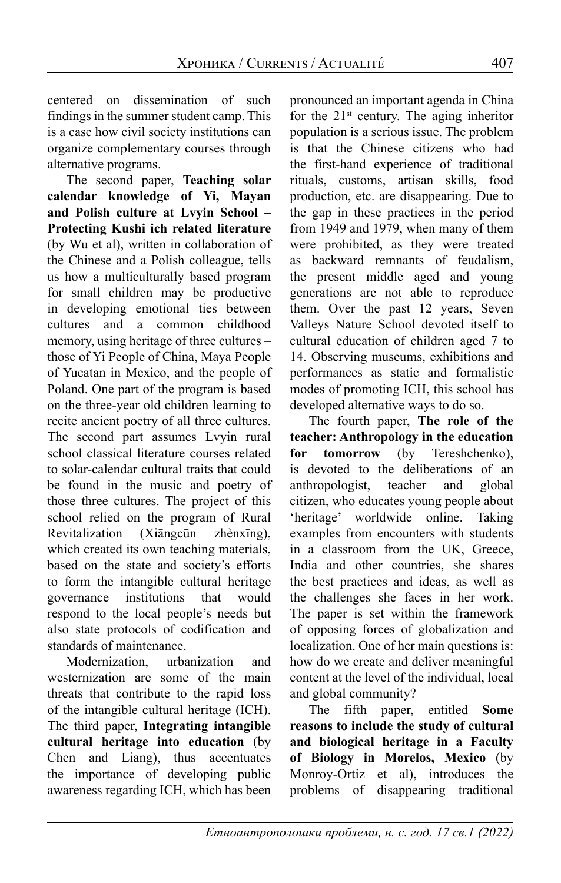centered on dissemination of such findings in the summer student camp. This is a case how civil society institutions can organize complementary courses through alternative programs.

The second paper, **Teaching solar calendar knowledge of Yi, Mayan and Polish culture at Lvyin School – Protecting Kushi ich related literature** (by Wu et al), written in collaboration of the Chinese and a Polish colleague, tells us how a multiculturally based program for small children may be productive in developing emotional ties between cultures and a common childhood memory, using heritage of three cultures – those of Yi People of China, Maya People of Yucatan in Mexico, and the people of Poland. One part of the program is based on the three-year old children learning to recite ancient poetry of all three cultures. The second part assumes Lvyin rural school classical literature courses related to solar-calendar cultural traits that could be found in the music and poetry of those three cultures. The project of this school relied on the program of Rural Revitalization (Xiāngcūn zhènxīng), which created its own teaching materials, based on the state and society's efforts to form the intangible cultural heritage governance institutions that would respond to the local people's needs but also state protocols of codification and standards of maintenance.

Modernization, urbanization and westernization are some of the main threats that contribute to the rapid loss of the intangible cultural heritage (ICH). The third paper, **Integrating intangible cultural heritage into education** (by Chen and Liang), thus accentuates the importance of developing public awareness regarding ICH, which has been pronounced an important agenda in China for the 21st century. The aging inheritor population is a serious issue. The problem is that the Chinese citizens who had the first-hand experience of traditional rituals, customs, artisan skills, food production, etc. are disappearing. Due to the gap in these practices in the period from 1949 and 1979, when many of them were prohibited, as they were treated as backward remnants of feudalism, the present middle aged and young generations are not able to reproduce them. Over the past 12 years, Seven Valleys Nature School devoted itself to cultural education of children aged 7 to 14. Observing museums, exhibitions and performances as static and formalistic modes of promoting ICH, this school has developed alternative ways to do so.

The fourth paper, **The role of the teacher: Anthropology in the education for tomorrow** (by Tereshchenko), is devoted to the deliberations of an anthropologist, teacher and global citizen, who educates young people about 'heritage' worldwide online. Taking examples from encounters with students in a classroom from the UK, Greece, India and other countries, she shares the best practices and ideas, as well as the challenges she faces in her work. The paper is set within the framework of opposing forces of globalization and localization. One of her main questions is: how do we create and deliver meaningful content at the level of the individual, local and global community?

The fifth paper, entitled **Some reasons to include the study of cultural and biological heritage in a Faculty of Biology in Morelos, Mexico** (by Monroy-Ortiz et al), introduces the problems of disappearing traditional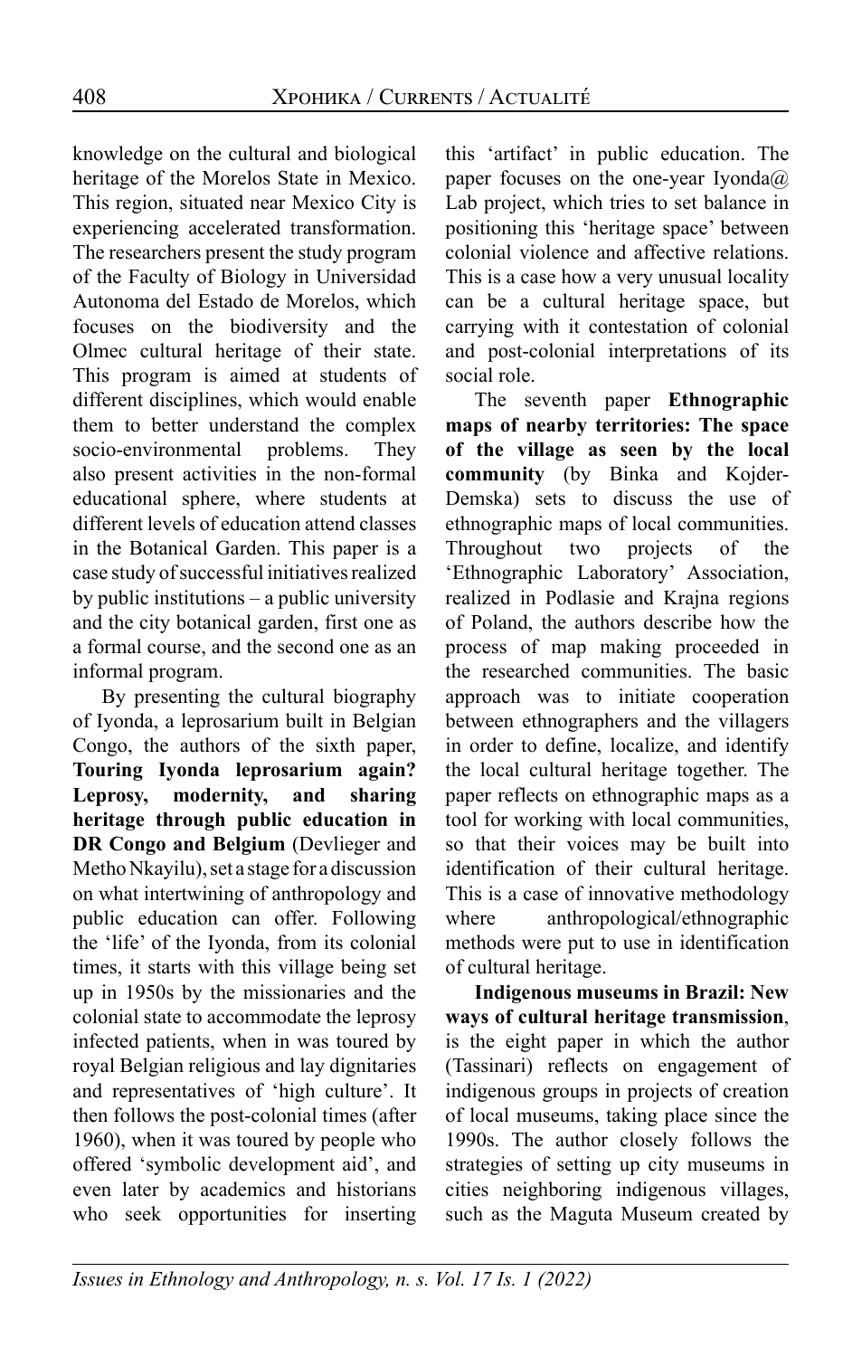knowledge on the cultural and biological heritage of the Morelos State in Mexico. This region, situated near Mexico City is experiencing accelerated transformation. The researchers present the study program of the Faculty of Biology in Universidad Autonoma del Estado de Morelos, which focuses on the biodiversity and the Olmec cultural heritage of their state. This program is aimed at students of different disciplines, which would enable them to better understand the complex socio-environmental problems. They also present activities in the non-formal educational sphere, where students at different levels of education attend classes in the Botanical Garden. This paper is a case study of successful initiatives realized by public institutions – a public university and the city botanical garden, first one as a formal course, and the second one as an informal program.

By presenting the cultural biography of Iyonda, a leprosarium built in Belgian Congo, the authors of the sixth paper, **Touring Iyonda leprosarium again? Leprosy, modernity, and sharing heritage through public education in DR Congo and Belgium** (Devlieger and Metho Nkayilu), set a stage for a discussion on what intertwining of anthropology and public education can offer. Following the 'life' of the Iyonda, from its colonial times, it starts with this village being set up in 1950s by the missionaries and the colonial state to accommodate the leprosy infected patients, when in was toured by royal Belgian religious and lay dignitaries and representatives of 'high culture'. It then follows the post-colonial times (after 1960), when it was toured by people who offered 'symbolic development aid', and even later by academics and historians who seek opportunities for inserting this 'artifact' in public education. The paper focuses on the one-year Iyonda@ Lab project, which tries to set balance in positioning this 'heritage space' between colonial violence and affective relations. This is a case how a very unusual locality can be a cultural heritage space, but carrying with it contestation of colonial and post-colonial interpretations of its social role.

The seventh paper **Ethnographic maps of nearby territories: The space of the village as seen by the local community** (by Binka and Kojder-Demska) sets to discuss the use of ethnographic maps of local communities. Throughout two projects of the 'Ethnographic Laboratory' Association, realized in Podlasie and Krajna regions of Poland, the authors describe how the process of map making proceeded in the researched communities. The basic approach was to initiate cooperation between ethnographers and the villagers in order to define, localize, and identify the local cultural heritage together. The paper reflects on ethnographic maps as a tool for working with local communities, so that their voices may be built into identification of their cultural heritage. This is a case of innovative methodology where anthropological/ethnographic methods were put to use in identification of cultural heritage.

**Indigenous museums in Brazil: New ways of cultural heritage transmission**, is the eight paper in which the author (Tassinari) reflects on engagement of indigenous groups in projects of creation of local museums, taking place since the 1990s. The author closely follows the strategies of setting up city museums in cities neighboring indigenous villages, such as the Maguta Museum created by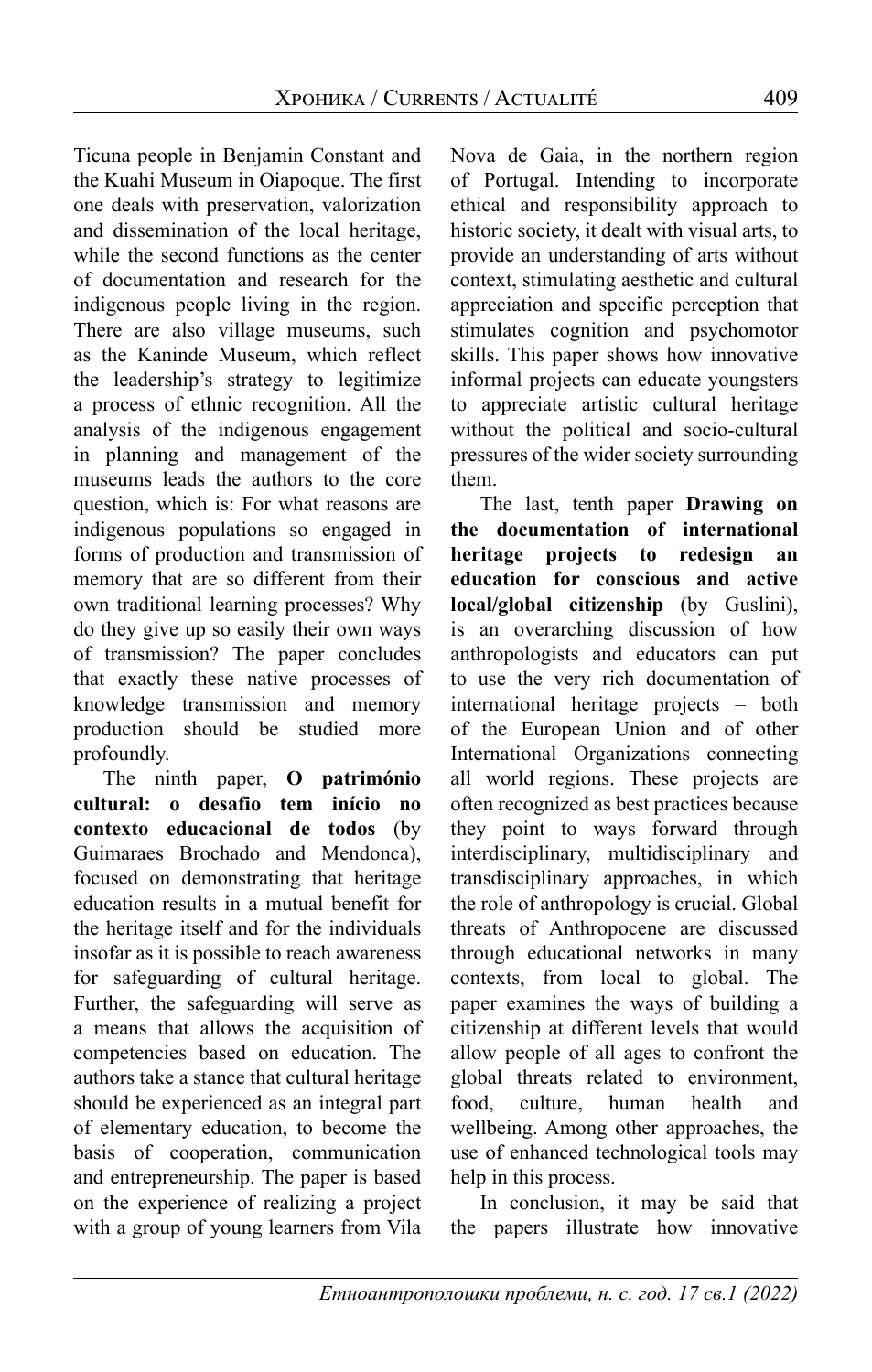Ticuna people in Benjamin Constant and the Kuahi Museum in Oiapoque. The first one deals with preservation, valorization and dissemination of the local heritage, while the second functions as the center of documentation and research for the indigenous people living in the region. There are also village museums, such as the Kaninde Museum, which reflect the leadership's strategy to legitimize a process of ethnic recognition. All the analysis of the indigenous engagement in planning and management of the museums leads the authors to the core question, which is: For what reasons are indigenous populations so engaged in forms of production and transmission of memory that are so different from their own traditional learning processes? Why do they give up so easily their own ways of transmission? The paper concludes that exactly these native processes of knowledge transmission and memory production should be studied more profoundly.

The ninth paper, **O património cultural: o desafio tem início no contexto educacional de todos** (by Guimaraes Brochado and Mendonca), focused on demonstrating that heritage education results in a mutual benefit for the heritage itself and for the individuals insofar as it is possible to reach awareness for safeguarding of cultural heritage. Further, the safeguarding will serve as a means that allows the acquisition of competencies based on education. The authors take a stance that cultural heritage should be experienced as an integral part of elementary education, to become the basis of cooperation, communication and entrepreneurship. The paper is based on the experience of realizing a project with a group of young learners from Vila Nova de Gaia, in the northern region of Portugal. Intending to incorporate ethical and responsibility approach to historic society, it dealt with visual arts, to provide an understanding of arts without context, stimulating aesthetic and cultural appreciation and specific perception that stimulates cognition and psychomotor skills. This paper shows how innovative informal projects can educate youngsters to appreciate artistic cultural heritage without the political and socio-cultural pressures of the wider society surrounding them.

The last, tenth paper **Drawing on the documentation of international heritage projects to redesign an education for conscious and active local/global citizenship** (by Guslini), is an overarching discussion of how anthropologists and educators can put to use the very rich documentation of international heritage projects – both of the European Union and of other International Organizations connecting all world regions. These projects are often recognized as best practices because they point to ways forward through interdisciplinary, multidisciplinary and transdisciplinary approaches, in which the role of anthropology is crucial. Global threats of Anthropocene are discussed through educational networks in many contexts, from local to global. The paper examines the ways of building a citizenship at different levels that would allow people of all ages to confront the global threats related to environment, food, culture, human health and wellbeing. Among other approaches, the use of enhanced technological tools may help in this process.

In conclusion, it may be said that the papers illustrate how innovative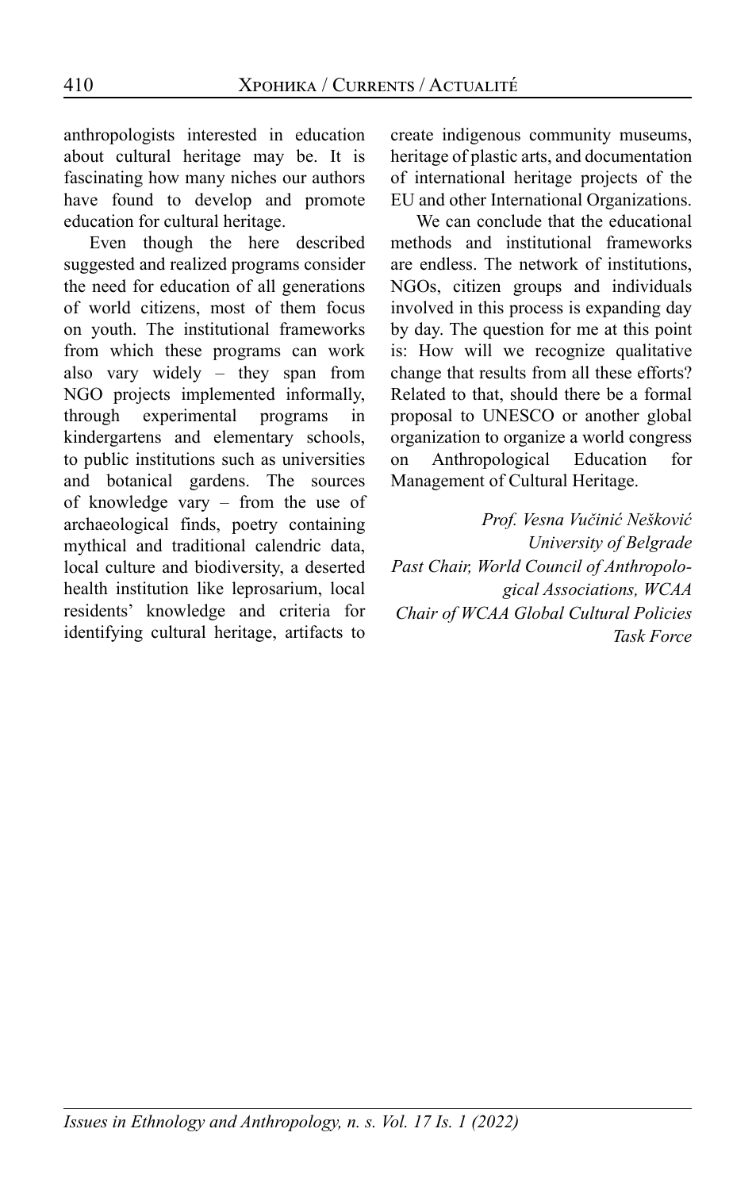anthropologists interested in education about cultural heritage may be. It is fascinating how many niches our authors have found to develop and promote education for cultural heritage.

Even though the here described suggested and realized programs consider the need for education of all generations of world citizens, most of them focus on youth. The institutional frameworks from which these programs can work also vary widely – they span from NGO projects implemented informally, through experimental programs in kindergartens and elementary schools, to public institutions such as universities and botanical gardens. The sources of knowledge vary – from the use of archaeological finds, poetry containing mythical and traditional calendric data, local culture and biodiversity, a deserted health institution like leprosarium, local residents' knowledge and criteria for identifying cultural heritage, artifacts to create indigenous community museums, heritage of plastic arts, and documentation of international heritage projects of the EU and other International Organizations.

We can conclude that the educational methods and institutional frameworks are endless. The network of institutions, NGOs, citizen groups and individuals involved in this process is expanding day by day. The question for me at this point is: How will we recognize qualitative change that results from all these efforts? Related to that, should there be a formal proposal to UNESCO or another global organization to organize a world congress on Anthropological Education for Management of Cultural Heritage.

*Prof. Vesna Vučinić Nešković*
*University of Belgrade*
*Past Chair, World Council of Anthropological Associations, WCAA*
*Chair of WCAA Global Cultural Policies Task Force*